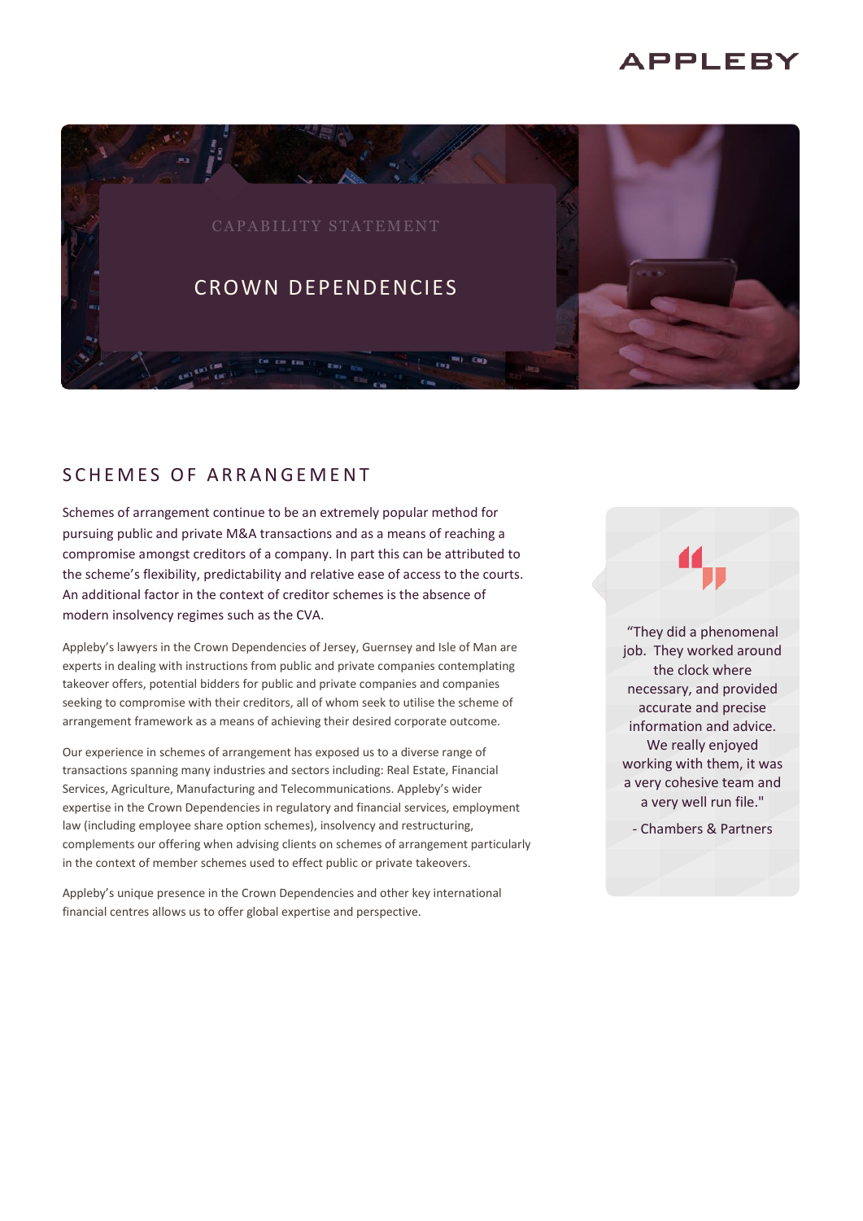CAPABILITY STATEMENT

# CROWN DEPENDENCIES

## SCHEMES OF ARRANGEMENT

Schemes of arrangement continue to be an extremely popular method for pursuing public and private M&A transactions and as a means of reaching a compromise amongst creditors of a company. In part this can be attributed to the scheme's flexibility, predictability and relative ease of access to the courts. An additional factor in the context of creditor schemes is the absence of modern insolvency regimes such as the CVA.

Appleby's lawyers in the Crown Dependencies of Jersey, Guernsey and Isle of Man are experts in dealing with instructions from public and private companies contemplating takeover offers, potential bidders for public and private companies and companies seeking to compromise with their creditors, all of whom seek to utilise the scheme of arrangement framework as a means of achieving their desired corporate outcome.

Our experience in schemes of arrangement has exposed us to a diverse range of transactions spanning many industries and sectors including: Real Estate, Financial Services, Agriculture, Manufacturing and Telecommunications. Appleby's wider expertise in the Crown Dependencies in regulatory and financial services, employment law (including employee share option schemes), insolvency and restructuring, complements our offering when advising clients on schemes of arrangement particularly in the context of member schemes used to effect public or private takeovers.

Appleby's unique presence in the Crown Dependencies and other key international financial centres allows us to offer global expertise and perspective.

> "They did a phenomenal job. They worked around the clock where necessary, and provided accurate and precise information and advice. We really enjoyed working with them, it was a very cohesive team and a very well run file."
>
> - Chambers & Partners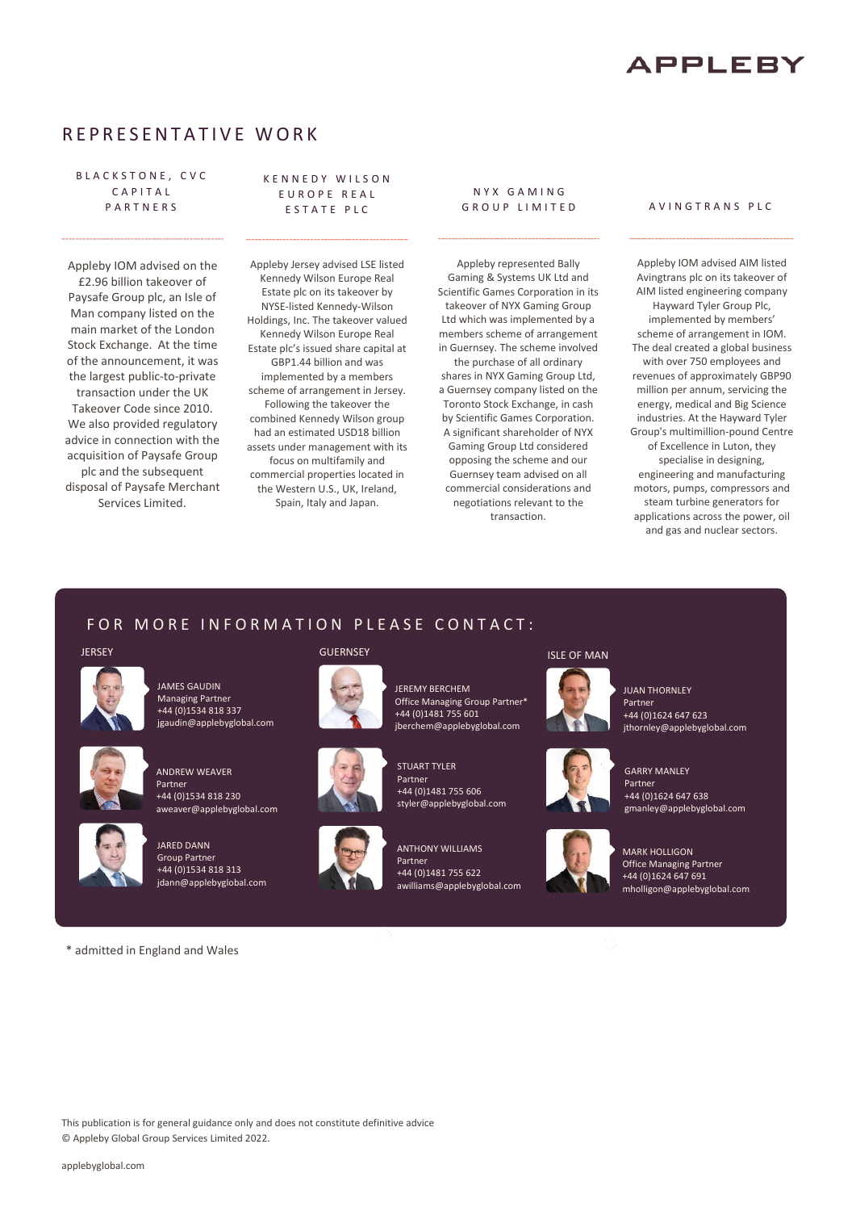# REPRESENTATIVE WORK

### BLACKSTONE, CVC CAPITAL PARTNERS

Appleby IOM advised on the £2.96 billion takeover of Paysafe Group plc, an Isle of Man company listed on the main market of the London Stock Exchange. At the time of the announcement, it was the largest public-to-private transaction under the UK Takeover Code since 2010. We also provided regulatory advice in connection with the acquisition of Paysafe Group plc and the subsequent disposal of Paysafe Merchant Services Limited.

### KENNEDY WILSON EUROPE REAL ESTATE PLC

Appleby Jersey advised LSE listed Kennedy Wilson Europe Real Estate plc on its takeover by NYSE-listed Kennedy-Wilson Holdings, Inc. The takeover valued Kennedy Wilson Europe Real Estate plc's issued share capital at GBP1.44 billion and was implemented by a members scheme of arrangement in Jersey. Following the takeover the combined Kennedy Wilson group had an estimated USD18 billion assets under management with its focus on multifamily and commercial properties located in the Western U.S., UK, Ireland, Spain, Italy and Japan.

### NYX GAMING GROUP LIMITED

Appleby represented Bally Gaming & Systems UK Ltd and Scientific Games Corporation in its takeover of NYX Gaming Group Ltd which was implemented by a members scheme of arrangement in Guernsey. The scheme involved the purchase of all ordinary shares in NYX Gaming Group Ltd, a Guernsey company listed on the Toronto Stock Exchange, in cash by Scientific Games Corporation. A significant shareholder of NYX Gaming Group Ltd considered opposing the scheme and our Guernsey team advised on all commercial considerations and negotiations relevant to the transaction.

### AVINGTRANS PLC

Appleby IOM advised AIM listed Avingtrans plc on its takeover of AIM listed engineering company Hayward Tyler Group Plc, implemented by members' scheme of arrangement in IOM. The deal created a global business with over 750 employees and revenues of approximately GBP90 million per annum, servicing the energy, medical and Big Science industries. At the Hayward Tyler Group's multimillion-pound Centre of Excellence in Luton, they specialise in designing, engineering and manufacturing motors, pumps, compressors and steam turbine generators for applications across the power, oil and gas and nuclear sectors.

## FOR MORE INFORMATION PLEASE CONTACT:

### JERSEY

JAMES GAUDIN
Managing Partner
+44 (0)1534 818 337
jgaudin@applebyglobal.com

ANDREW WEAVER
Partner
+44 (0)1534 818 230
aweaver@applebyglobal.com

JARED DANN
Group Partner
+44 (0)1534 818 313
jdann@applebyglobal.com

### GUERNSEY

JEREMY BERCHEM
Office Managing Group Partner*
+44 (0)1481 755 601
jberchem@applebyglobal.com

STUART TYLER
Partner
+44 (0)1481 755 606
styler@applebyglobal.com

ANTHONY WILLIAMS
Partner
+44 (0)1481 755 622
awilliams@applebyglobal.com

### ISLE OF MAN

JUAN THORNLEY
Partner
+44 (0)1624 647 623
jthornley@applebyglobal.com

GARRY MANLEY
Partner
+44 (0)1624 647 638
gmanley@applebyglobal.com

MARK HOLLIGON
Office Managing Partner
+44 (0)1624 647 691
mholligon@applebyglobal.com

\* admitted in England and Wales

This publication is for general guidance only and does not constitute definitive advice
© Appleby Global Group Services Limited 2022.

applebyglobal.com